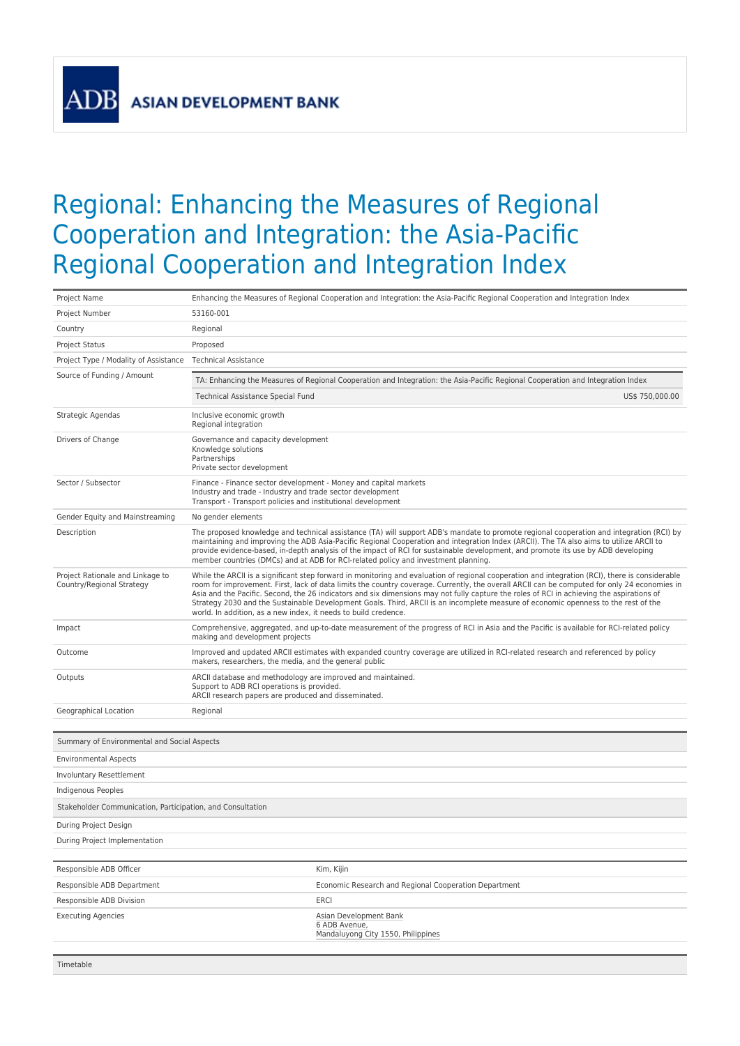ADB ASIAN DEVELOPMENT BANK

# Regional: Enhancing the Measures of Regional Cooperation and Integration: the Asia-Pacific Regional Cooperation and Integration Index

| | |
|---|---|
| Project Name | Enhancing the Measures of Regional Cooperation and Integration: the Asia-Pacific Regional Cooperation and Integration Index |
| Project Number | 53160-001 |
| Country | Regional |
| Project Status | Proposed |
| Project Type / Modality of Assistance | Technical Assistance |
| Source of Funding / Amount | TA: Enhancing the Measures of Regional Cooperation and Integration: the Asia-Pacific Regional Cooperation and Integration Index<br>Technical Assistance Special Fund US$ 750,000.00 |
| Strategic Agendas | Inclusive economic growth<br>Regional integration |
| Drivers of Change | Governance and capacity development<br>Knowledge solutions<br>Partnerships<br>Private sector development |
| Sector / Subsector | Finance - Finance sector development - Money and capital markets<br>Industry and trade - Industry and trade sector development<br>Transport - Transport policies and institutional development |
| Gender Equity and Mainstreaming | No gender elements |
| Description | The proposed knowledge and technical assistance (TA) will support ADB's mandate to promote regional cooperation and integration (RCI) by maintaining and improving the ADB Asia-Pacific Regional Cooperation and integration Index (ARCII). The TA also aims to utilize ARCII to provide evidence-based, in-depth analysis of the impact of RCI for sustainable development, and promote its use by ADB developing member countries (DMCs) and at ADB for RCI-related policy and investment planning. |
| Project Rationale and Linkage to Country/Regional Strategy | While the ARCII is a significant step forward in monitoring and evaluation of regional cooperation and integration (RCI), there is considerable room for improvement. First, lack of data limits the country coverage. Currently, the overall ARCII can be computed for only 24 economies in Asia and the Pacific. Second, the 26 indicators and six dimensions may not fully capture the roles of RCI in achieving the aspirations of Strategy 2030 and the Sustainable Development Goals. Third, ARCII is an incomplete measure of economic openness to the rest of the world. In addition, as a new index, it needs to build credence. |
| Impact | Comprehensive, aggregated, and up-to-date measurement of the progress of RCI in Asia and the Pacific is available for RCI-related policy making and development projects |
| Outcome | Improved and updated ARCII estimates with expanded country coverage are utilized in RCI-related research and referenced by policy makers, researchers, the media, and the general public |
| Outputs | ARCII database and methodology are improved and maintained.<br>Support to ADB RCI operations is provided.<br>ARCII research papers are produced and disseminated. |
| Geographical Location | Regional |

| Summary of Environmental and Social Aspects |
|---|
| Environmental Aspects |
| Involuntary Resettlement |
| Indigenous Peoples |
| **Stakeholder Communication, Participation, and Consultation** |
| During Project Design |
| During Project Implementation |

| | |
|---|---|
| Responsible ADB Officer | Kim, Kijin |
| Responsible ADB Department | Economic Research and Regional Cooperation Department |
| Responsible ADB Division | ERCI |
| Executing Agencies | Asian Development Bank<br>6 ADB Avenue,<br>Mandaluyong City 1550, Philippines |

| Timetable |
|---|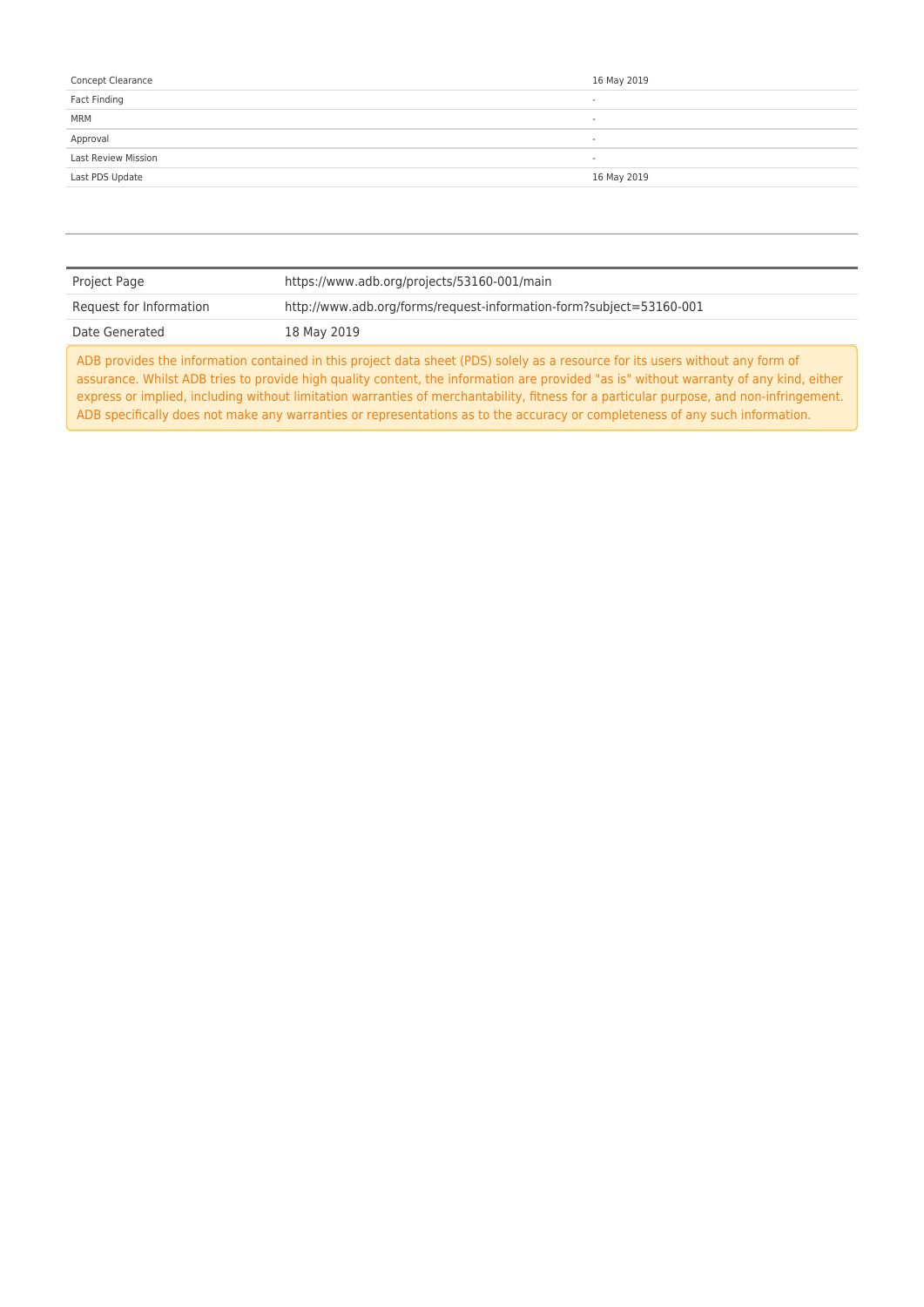| | |
|---|---|
| Concept Clearance | 16 May 2019 |
| Fact Finding | - |
| MRM | - |
| Approval | - |
| Last Review Mission | - |
| Last PDS Update | 16 May 2019 |

---

| | |
|---|---|
| Project Page | https://www.adb.org/projects/53160-001/main |
| Request for Information | http://www.adb.org/forms/request-information-form?subject=53160-001 |
| Date Generated | 18 May 2019 |

ADB provides the information contained in this project data sheet (PDS) solely as a resource for its users without any form of assurance. Whilst ADB tries to provide high quality content, the information are provided "as is" without warranty of any kind, either express or implied, including without limitation warranties of merchantability, fitness for a particular purpose, and non-infringement. ADB specifically does not make any warranties or representations as to the accuracy or completeness of any such information.